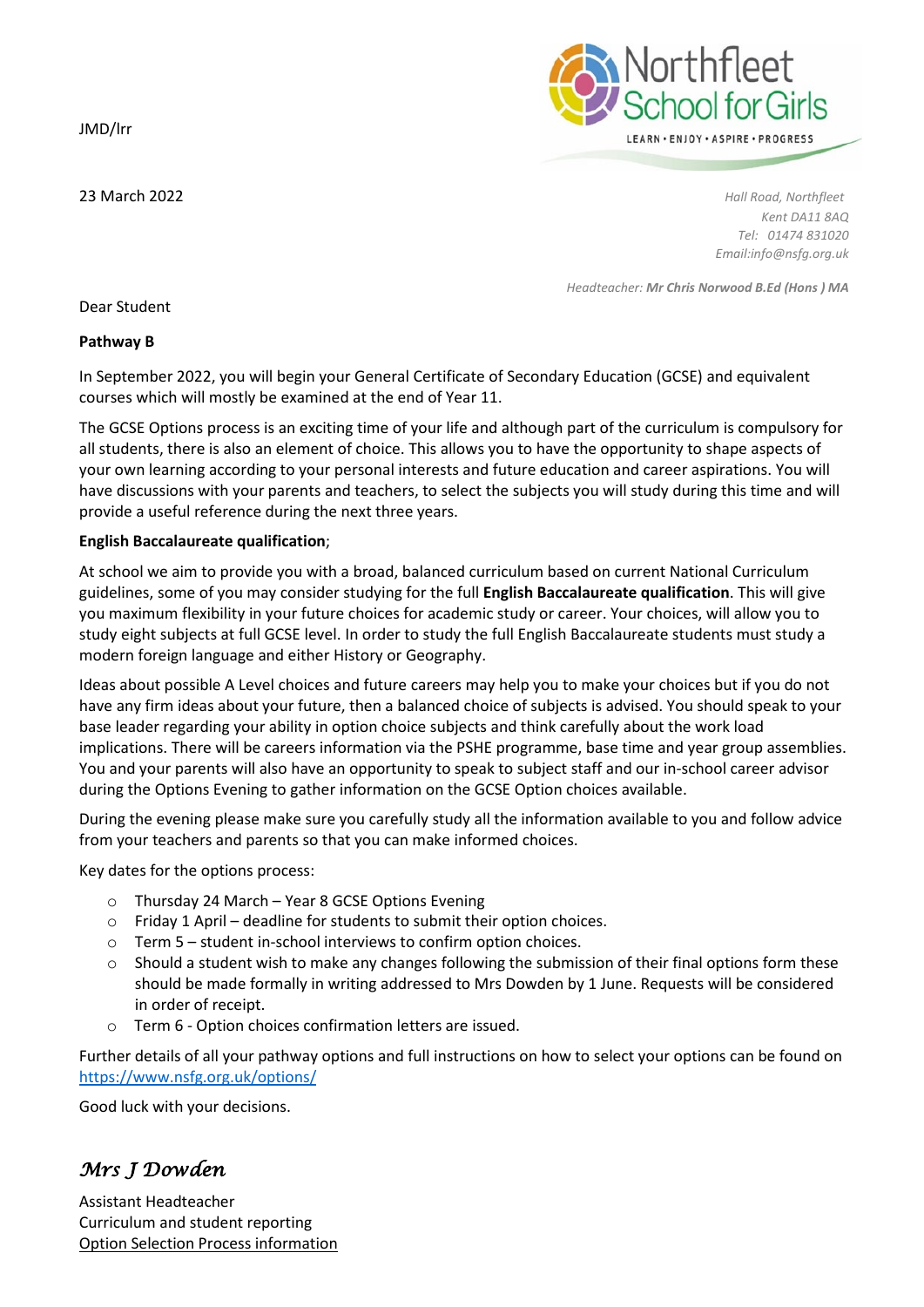JMD/lrr

Northfleet School for Girls
LEARN • ENJOY • ASPIRE • PROGRESS

23 March 2022

*Hall Road, Northfleet*
*Kent DA11 8AQ*
*Tel: 01474 831020*
*Email:info@nsfg.org.uk*

*Headteacher:* ***Mr Chris Norwood B.Ed (Hons ) MA***

Dear Student

**Pathway B**

In September 2022, you will begin your General Certificate of Secondary Education (GCSE) and equivalent courses which will mostly be examined at the end of Year 11.

The GCSE Options process is an exciting time of your life and although part of the curriculum is compulsory for all students, there is also an element of choice. This allows you to have the opportunity to shape aspects of your own learning according to your personal interests and future education and career aspirations. You will have discussions with your parents and teachers, to select the subjects you will study during this time and will provide a useful reference during the next three years.

**English Baccalaureate qualification**;

At school we aim to provide you with a broad, balanced curriculum based on current National Curriculum guidelines, some of you may consider studying for the full **English Baccalaureate qualification**. This will give you maximum flexibility in your future choices for academic study or career. Your choices, will allow you to study eight subjects at full GCSE level. In order to study the full English Baccalaureate students must study a modern foreign language and either History or Geography.

Ideas about possible A Level choices and future careers may help you to make your choices but if you do not have any firm ideas about your future, then a balanced choice of subjects is advised. You should speak to your base leader regarding your ability in option choice subjects and think carefully about the work load implications. There will be careers information via the PSHE programme, base time and year group assemblies. You and your parents will also have an opportunity to speak to subject staff and our in-school career advisor during the Options Evening to gather information on the GCSE Option choices available.

During the evening please make sure you carefully study all the information available to you and follow advice from your teachers and parents so that you can make informed choices.

Key dates for the options process:

- Thursday 24 March – Year 8 GCSE Options Evening
- Friday 1 April – deadline for students to submit their option choices.
- Term 5 – student in-school interviews to confirm option choices.
- Should a student wish to make any changes following the submission of their final options form these should be made formally in writing addressed to Mrs Dowden by 1 June. Requests will be considered in order of receipt.
- Term 6 - Option choices confirmation letters are issued.

Further details of all your pathway options and full instructions on how to select your options can be found on [https://www.nsfg.org.uk/options/](https://www.nsfg.org.uk/options/)

Good luck with your decisions.

*Mrs J Dowden*

Assistant Headteacher
Curriculum and student reporting
Option Selection Process information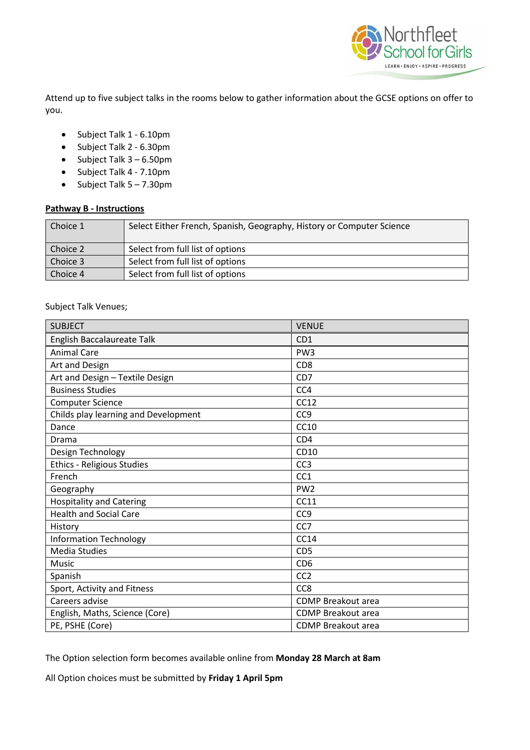Attend up to five subject talks in the rooms below to gather information about the GCSE options on offer to you.

- Subject Talk 1 - 6.10pm
- Subject Talk 2 - 6.30pm
- Subject Talk 3 – 6.50pm
- Subject Talk 4 - 7.10pm
- Subject Talk 5 – 7.30pm

**Pathway B - Instructions**

| | |
|---|---|
| Choice 1 | Select Either French, Spanish, Geography, History or Computer Science |
| Choice 2 | Select from full list of options |
| Choice 3 | Select from full list of options |
| Choice 4 | Select from full list of options |

Subject Talk Venues;

| SUBJECT | VENUE |
|---|---|
| English Baccalaureate Talk | CD1 |
| Animal Care | PW3 |
| Art and Design | CD8 |
| Art and Design – Textile Design | CD7 |
| Business Studies | CC4 |
| Computer Science | CC12 |
| Childs play learning and Development | CC9 |
| Dance | CC10 |
| Drama | CD4 |
| Design Technology | CD10 |
| Ethics - Religious Studies | CC3 |
| French | CC1 |
| Geography | PW2 |
| Hospitality and Catering | CC11 |
| Health and Social Care | CC9 |
| History | CC7 |
| Information Technology | CC14 |
| Media Studies | CD5 |
| Music | CD6 |
| Spanish | CC2 |
| Sport, Activity and Fitness | CC8 |
| Careers advise | CDMP Breakout area |
| English, Maths, Science (Core) | CDMP Breakout area |
| PE, PSHE (Core) | CDMP Breakout area |

The Option selection form becomes available online from **Monday 28 March at 8am**

All Option choices must be submitted by **Friday 1 April 5pm**